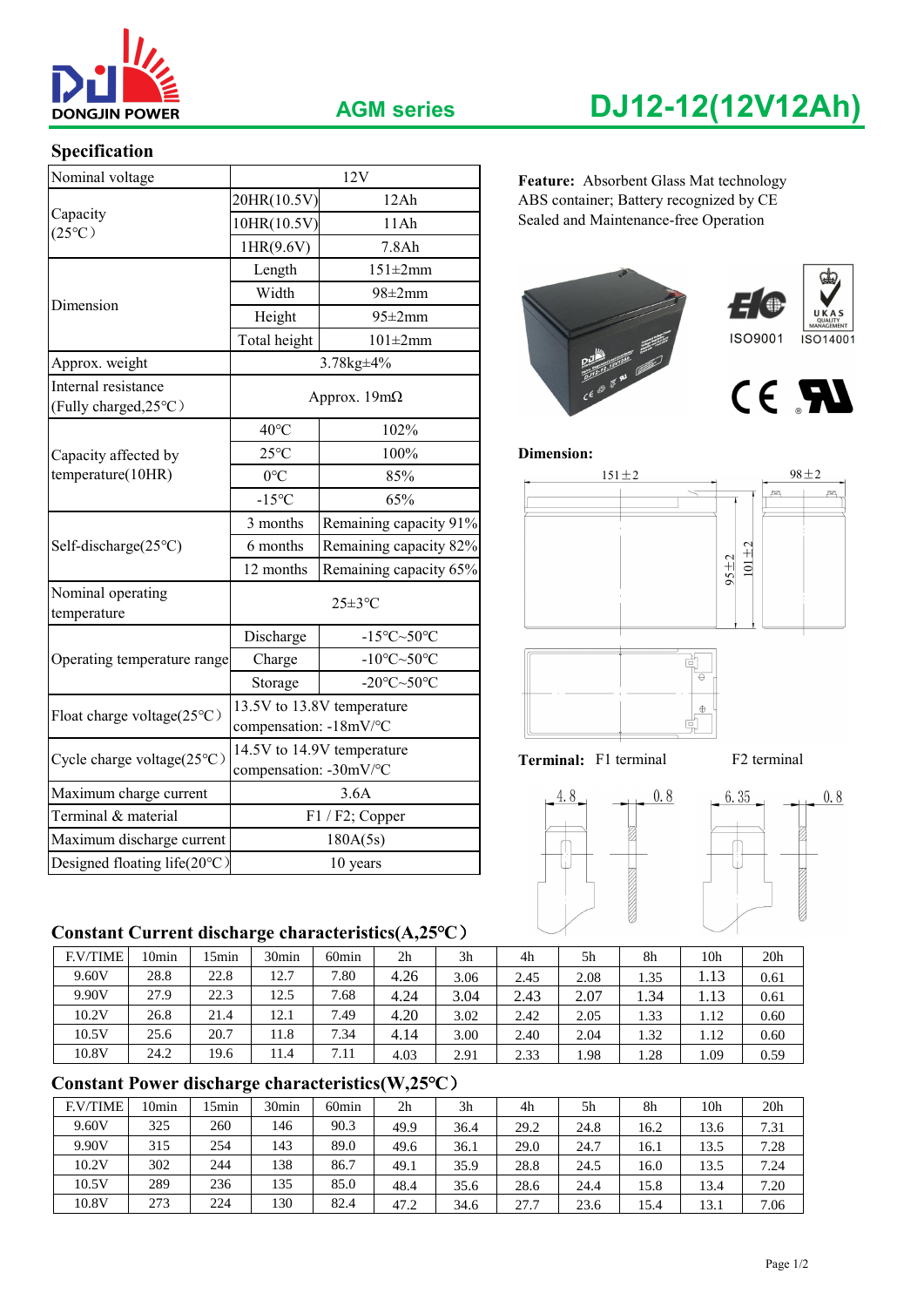DONGJIN POWER

AGM series

# DJ12-12(12V12Ah)

## Specification

| Nominal voltage | 12V | |
|---|---|---|
| Capacity (25℃) | 20HR(10.5V) | 12Ah |
| | 10HR(10.5V) | 11Ah |
| | 1HR(9.6V) | 7.8Ah |
| Dimension | Length | 151±2mm |
| | Width | 98±2mm |
| | Height | 95±2mm |
| | Total height | 101±2mm |
| Approx. weight | 3.78kg±4% | |
| Internal resistance (Fully charged,25℃) | Approx. 19mΩ | |
| Capacity affected by temperature(10HR) | 40℃ | 102% |
| | 25℃ | 100% |
| | 0℃ | 85% |
| | -15℃ | 65% |
| Self-discharge(25℃) | 3 months | Remaining capacity 91% |
| | 6 months | Remaining capacity 82% |
| | 12 months | Remaining capacity 65% |
| Nominal operating temperature | 25±3℃ | |
| Operating temperature range | Discharge | -15℃~50℃ |
| | Charge | -10℃~50℃ |
| | Storage | -20℃~50℃ |
| Float charge voltage(25℃) | 13.5V to 13.8V temperature compensation: -18mV/℃ | |
| Cycle charge voltage(25℃) | 14.5V to 14.9V temperature compensation: -30mV/℃ | |
| Maximum charge current | 3.6A | |
| Terminal & material | F1 / F2; Copper | |
| Maximum discharge current | 180A(5s) | |
| Designed floating life(20℃) | 10 years | |

**Feature:** Absorbent Glass Mat technology
ABS container; Battery recognized by CE
Sealed and Maintenance-free Operation

ISO9001 ISO14001

**Dimension:**

151±2 98±2 95±2 101±2

**Terminal:** F1 terminal F2 terminal

4.8 0.8 6.35 0.8

## Constant Current discharge characteristics(A,25℃)

| F.V/TIME | 10min | 15min | 30min | 60min | 2h | 3h | 4h | 5h | 8h | 10h | 20h |
|---|---|---|---|---|---|---|---|---|---|---|---|
| 9.60V | 28.8 | 22.8 | 12.7 | 7.80 | 4.26 | 3.06 | 2.45 | 2.08 | 1.35 | 1.13 | 0.61 |
| 9.90V | 27.9 | 22.3 | 12.5 | 7.68 | 4.24 | 3.04 | 2.43 | 2.07 | 1.34 | 1.13 | 0.61 |
| 10.2V | 26.8 | 21.4 | 12.1 | 7.49 | 4.20 | 3.02 | 2.42 | 2.05 | 1.33 | 1.12 | 0.60 |
| 10.5V | 25.6 | 20.7 | 11.8 | 7.34 | 4.14 | 3.00 | 2.40 | 2.04 | 1.32 | 1.12 | 0.60 |
| 10.8V | 24.2 | 19.6 | 11.4 | 7.11 | 4.03 | 2.91 | 2.33 | 1.98 | 1.28 | 1.09 | 0.59 |

## Constant Power discharge characteristics(W,25℃)

| F.V/TIME | 10min | 15min | 30min | 60min | 2h | 3h | 4h | 5h | 8h | 10h | 20h |
|---|---|---|---|---|---|---|---|---|---|---|---|
| 9.60V | 325 | 260 | 146 | 90.3 | 49.9 | 36.4 | 29.2 | 24.8 | 16.2 | 13.6 | 7.31 |
| 9.90V | 315 | 254 | 143 | 89.0 | 49.6 | 36.1 | 29.0 | 24.7 | 16.1 | 13.5 | 7.28 |
| 10.2V | 302 | 244 | 138 | 86.7 | 49.1 | 35.9 | 28.8 | 24.5 | 16.0 | 13.5 | 7.24 |
| 10.5V | 289 | 236 | 135 | 85.0 | 48.4 | 35.6 | 28.6 | 24.4 | 15.8 | 13.4 | 7.20 |
| 10.8V | 273 | 224 | 130 | 82.4 | 47.2 | 34.6 | 27.7 | 23.6 | 15.4 | 13.1 | 7.06 |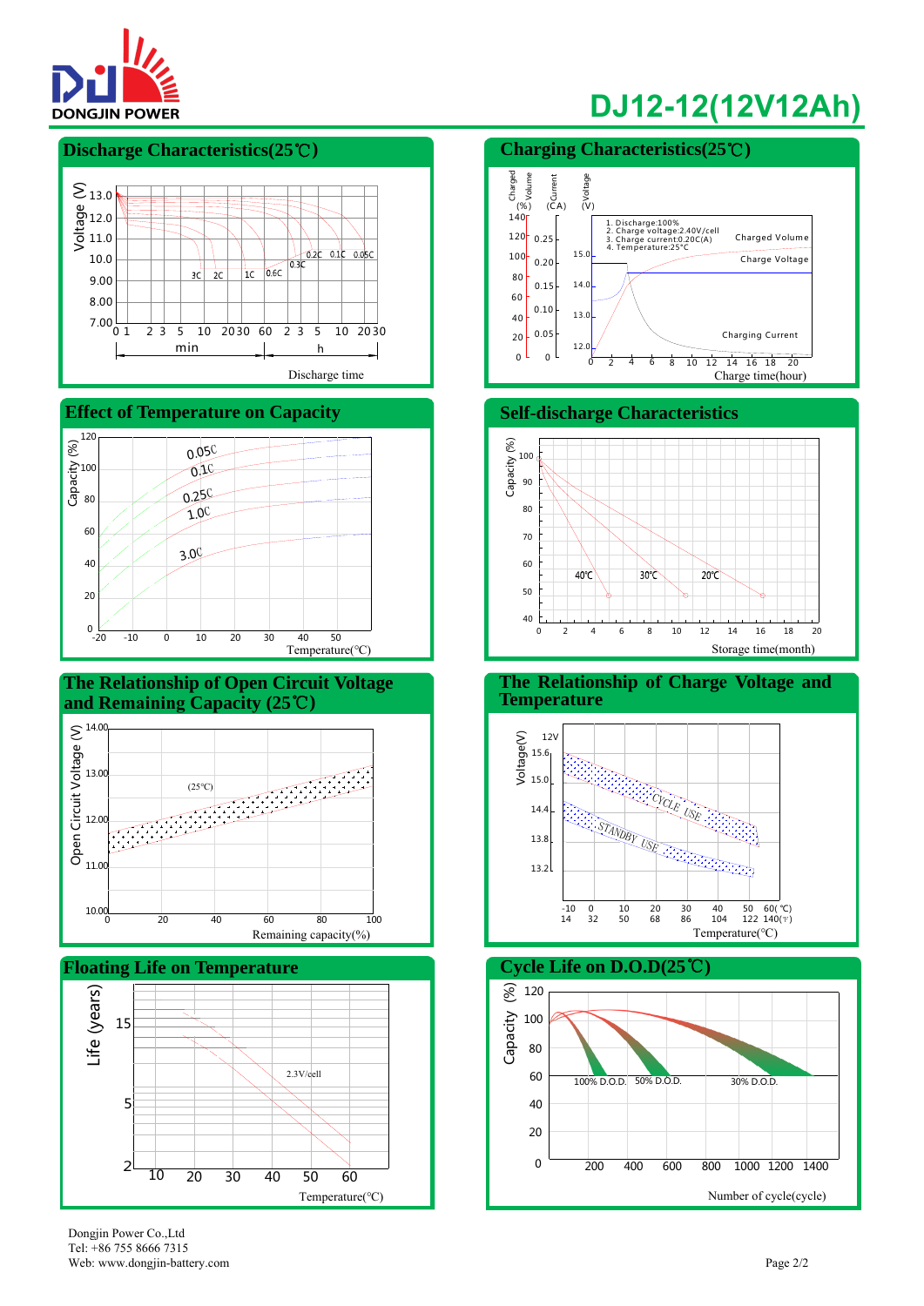# DJ12-12(12V12Ah)

DONGJIN POWER

## Discharge Characteristics(25℃)

Voltage (V)
13.0
12.0
11.0
10.0
9.00
8.00
7.00

3C 2C 1C 0.6C 0.3C 0.2C 0.1C 0.05C

0 1 2 3 5 10 20 30 60 2 3 5 10 20 30

min h

Discharge time

## Charging Characteristics(25℃)

Charged Volume (%) Current (CA) Voltage (V)

1. Discharge:100%
2. Charge voltage:2.40V/cell
3. Charge current:0.20C(A)
4. Temperature:25°C

Charged Volume
Charge Voltage
Charging Current

140 120 100 80 60 40 20 0
0.25 0.20 0.15 0.10 0.05 0
15.0 14.0 13.0 12.0

0 2 4 6 8 10 12 14 16 18 20

Charge time(hour)

## Effect of Temperature on Capacity

Capacity (%)
120 100 80 60 40 20 0

0.05C 0.1C 0.25C 1.0C 3.0C

-20 -10 0 10 20 30 40 50

Temperature(℃)

## Self-discharge Characteristics

Capacity (%)
100 90 80 70 60 50 40

40℃ 30℃ 20℃

0 2 4 6 8 10 12 14 16 18 20

Storage time(month)

## The Relationship of Open Circuit Voltage and Remaining Capacity (25℃)

Open Circuit Voltage (V)
14.00 13.00 12.00 11.00 10.00

(25℃)

0 20 40 60 80 100

Remaining capacity(%)

## The Relationship of Charge Voltage and Temperature

Voltage(V)
12V
15.6 15.0 14.4 13.8 13.2

CYCLE USE
STANDBY USE

-10 0 10 20 30 40 50 60(℃)
14 32 50 68 86 104 122 140(℉)

Temperature(℃)

## Floating Life on Temperature

Life (years)
15 5 2

2.3V/cell

10 20 30 40 50 60

Temperature(℃)

## Cycle Life on D.O.D(25℃)

Capacity (%)
120 100 80 60 40 20 0

100% D.O.D. 50% D.O.D. 30% D.O.D.

200 400 600 800 1000 1200 1400

Number of cycle(cycle)

Dongjin Power Co.,Ltd
Tel: +86 755 8666 7315
Web: www.dongjin-battery.com